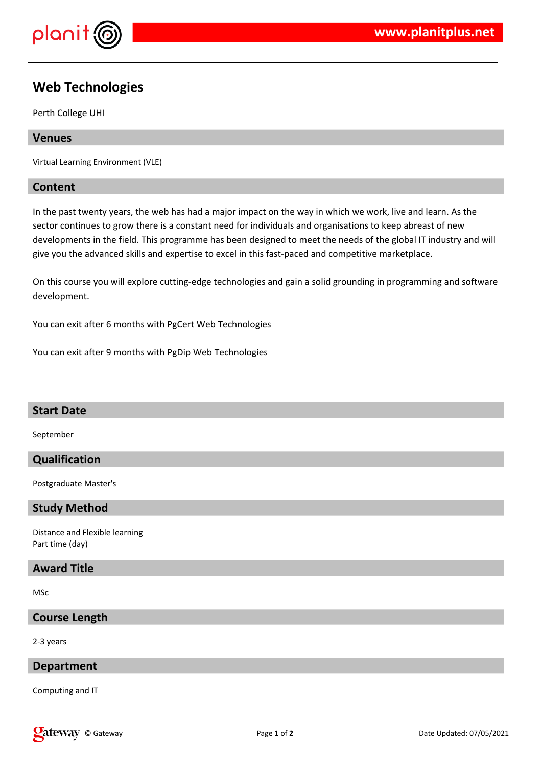# Web Technologies

Perth College UHI

## Venues

Virtual Learning Environment (VLE)

## Content

In the past twenty years, the web has had a major impact on the way in which we work, live and learn. As the sector continues to grow there is a constant need for individuals and organisations to keep abreast of new developments in the field. This programme has been designed to meet the needs of the global IT industry and will give you the advanced skills and expertise to excel in this fast-paced and competitive marketplace.

On this course you will explore cutting-edge technologies and gain a solid grounding in programming and software development.

You can exit after 6 months with PgCert Web Technologies

You can exit after 9 months with PgDip Web Technologies

## Start Date

September

## Qualification

Postgraduate Master's

## Study Method

Distance and Flexible learning
Part time (day)

## Award Title

MSc

## Course Length

2-3 years

## Department

Computing and IT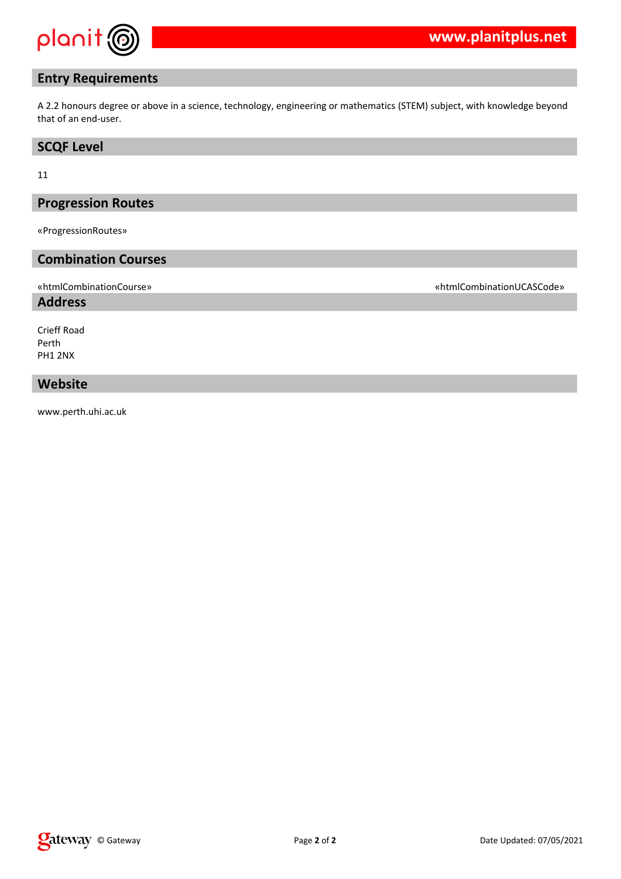## Entry Requirements

A 2.2 honours degree or above in a science, technology, engineering or mathematics (STEM) subject, with knowledge beyond that of an end-user.

## SCQF Level

11

## Progression Routes

«ProgressionRoutes»

## Combination Courses

«htmlCombinationCourse» «htmlCombinationUCASCode»

## Address

Crieff Road
Perth
PH1 2NX

## Website

www.perth.uhi.ac.uk